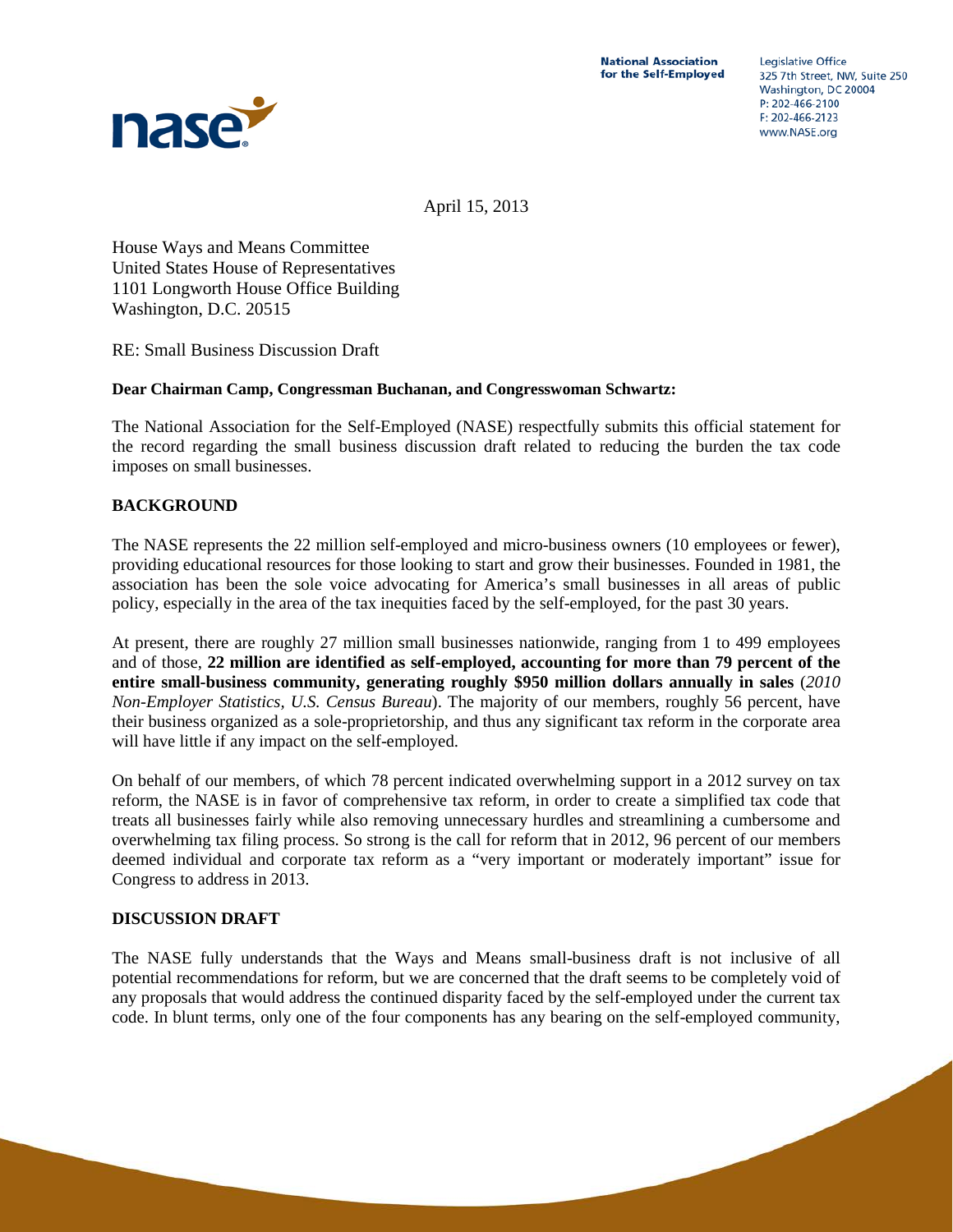National Association for the Self-Employed

Legislative Office
325 7th Street, NW, Suite 250
Washington, DC 20004
P: 202-466-2100
F: 202-466-2123
www.NASE.org

April 15, 2013

House Ways and Means Committee
United States House of Representatives
1101 Longworth House Office Building
Washington, D.C. 20515

RE: Small Business Discussion Draft

**Dear Chairman Camp, Congressman Buchanan, and Congresswoman Schwartz:**

The National Association for the Self-Employed (NASE) respectfully submits this official statement for the record regarding the small business discussion draft related to reducing the burden the tax code imposes on small businesses.

## BACKGROUND

The NASE represents the 22 million self-employed and micro-business owners (10 employees or fewer), providing educational resources for those looking to start and grow their businesses. Founded in 1981, the association has been the sole voice advocating for America's small businesses in all areas of public policy, especially in the area of the tax inequities faced by the self-employed, for the past 30 years.

At present, there are roughly 27 million small businesses nationwide, ranging from 1 to 499 employees and of those, **22 million are identified as self-employed, accounting for more than 79 percent of the entire small-business community, generating roughly $950 million dollars annually in sales** (*2010 Non-Employer Statistics, U.S. Census Bureau*). The majority of our members, roughly 56 percent, have their business organized as a sole-proprietorship, and thus any significant tax reform in the corporate area will have little if any impact on the self-employed.

On behalf of our members, of which 78 percent indicated overwhelming support in a 2012 survey on tax reform, the NASE is in favor of comprehensive tax reform, in order to create a simplified tax code that treats all businesses fairly while also removing unnecessary hurdles and streamlining a cumbersome and overwhelming tax filing process. So strong is the call for reform that in 2012, 96 percent of our members deemed individual and corporate tax reform as a "very important or moderately important" issue for Congress to address in 2013.

## DISCUSSION DRAFT

The NASE fully understands that the Ways and Means small-business draft is not inclusive of all potential recommendations for reform, but we are concerned that the draft seems to be completely void of any proposals that would address the continued disparity faced by the self-employed under the current tax code. In blunt terms, only one of the four components has any bearing on the self-employed community,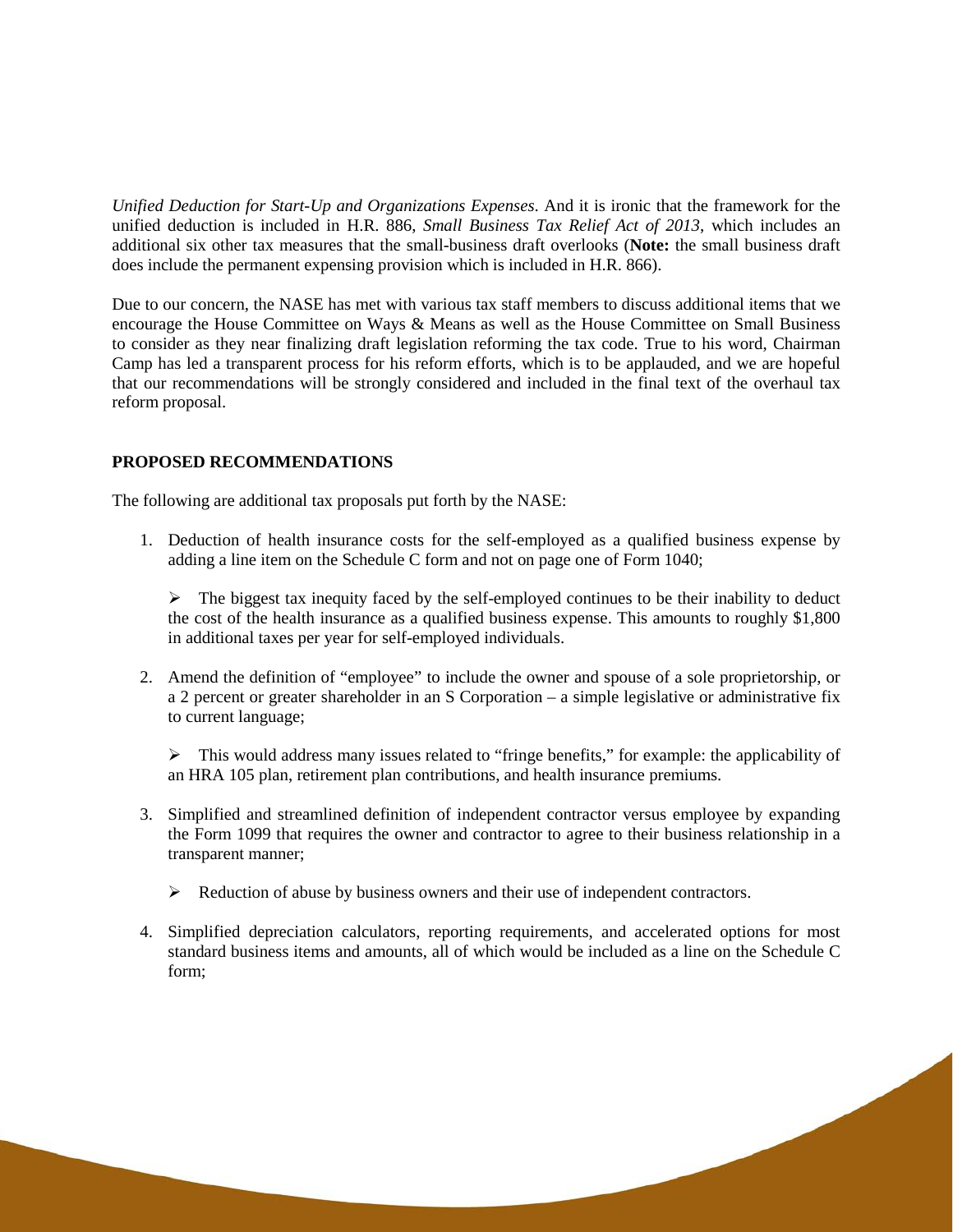*Unified Deduction for Start-Up and Organizations Expenses*. And it is ironic that the framework for the unified deduction is included in H.R. 886, *Small Business Tax Relief Act of 2013*, which includes an additional six other tax measures that the small-business draft overlooks (**Note:** the small business draft does include the permanent expensing provision which is included in H.R. 866).

Due to our concern, the NASE has met with various tax staff members to discuss additional items that we encourage the House Committee on Ways & Means as well as the House Committee on Small Business to consider as they near finalizing draft legislation reforming the tax code. True to his word, Chairman Camp has led a transparent process for his reform efforts, which is to be applauded, and we are hopeful that our recommendations will be strongly considered and included in the final text of the overhaul tax reform proposal.

**PROPOSED RECOMMENDATIONS**

The following are additional tax proposals put forth by the NASE:

1. Deduction of health insurance costs for the self-employed as a qualified business expense by adding a line item on the Schedule C form and not on page one of Form 1040;

   - The biggest tax inequity faced by the self-employed continues to be their inability to deduct the cost of the health insurance as a qualified business expense. This amounts to roughly $1,800 in additional taxes per year for self-employed individuals.

2. Amend the definition of "employee" to include the owner and spouse of a sole proprietorship, or a 2 percent or greater shareholder in an S Corporation – a simple legislative or administrative fix to current language;

   - This would address many issues related to "fringe benefits," for example: the applicability of an HRA 105 plan, retirement plan contributions, and health insurance premiums.

3. Simplified and streamlined definition of independent contractor versus employee by expanding the Form 1099 that requires the owner and contractor to agree to their business relationship in a transparent manner;

   - Reduction of abuse by business owners and their use of independent contractors.

4. Simplified depreciation calculators, reporting requirements, and accelerated options for most standard business items and amounts, all of which would be included as a line on the Schedule C form;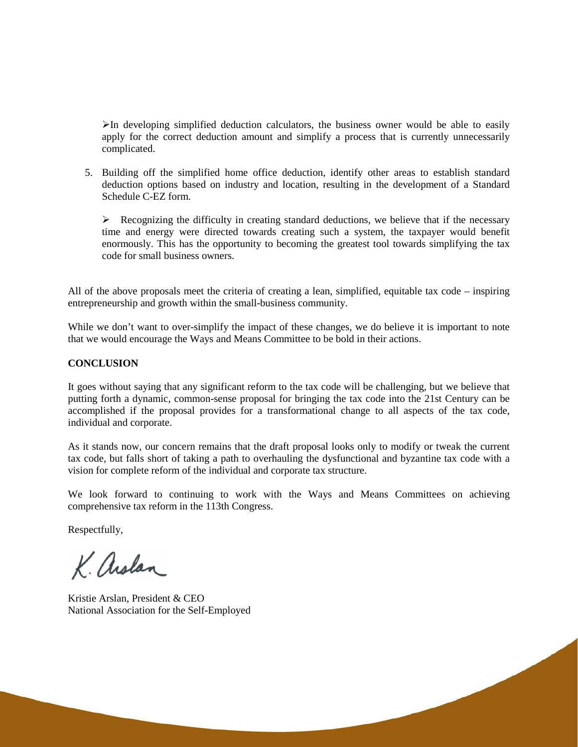- In developing simplified deduction calculators, the business owner would be able to easily apply for the correct deduction amount and simplify a process that is currently unnecessarily complicated.

5. Building off the simplified home office deduction, identify other areas to establish standard deduction options based on industry and location, resulting in the development of a Standard Schedule C-EZ form.

   - Recognizing the difficulty in creating standard deductions, we believe that if the necessary time and energy were directed towards creating such a system, the taxpayer would benefit enormously. This has the opportunity to becoming the greatest tool towards simplifying the tax code for small business owners.

All of the above proposals meet the criteria of creating a lean, simplified, equitable tax code – inspiring entrepreneurship and growth within the small-business community.

While we don't want to over-simplify the impact of these changes, we do believe it is important to note that we would encourage the Ways and Means Committee to be bold in their actions.

**CONCLUSION**

It goes without saying that any significant reform to the tax code will be challenging, but we believe that putting forth a dynamic, common-sense proposal for bringing the tax code into the 21st Century can be accomplished if the proposal provides for a transformational change to all aspects of the tax code, individual and corporate.

As it stands now, our concern remains that the draft proposal looks only to modify or tweak the current tax code, but falls short of taking a path to overhauling the dysfunctional and byzantine tax code with a vision for complete reform of the individual and corporate tax structure.

We look forward to continuing to work with the Ways and Means Committees on achieving comprehensive tax reform in the 113th Congress.

Respectfully,

K. Arslan

Kristie Arslan, President & CEO
National Association for the Self-Employed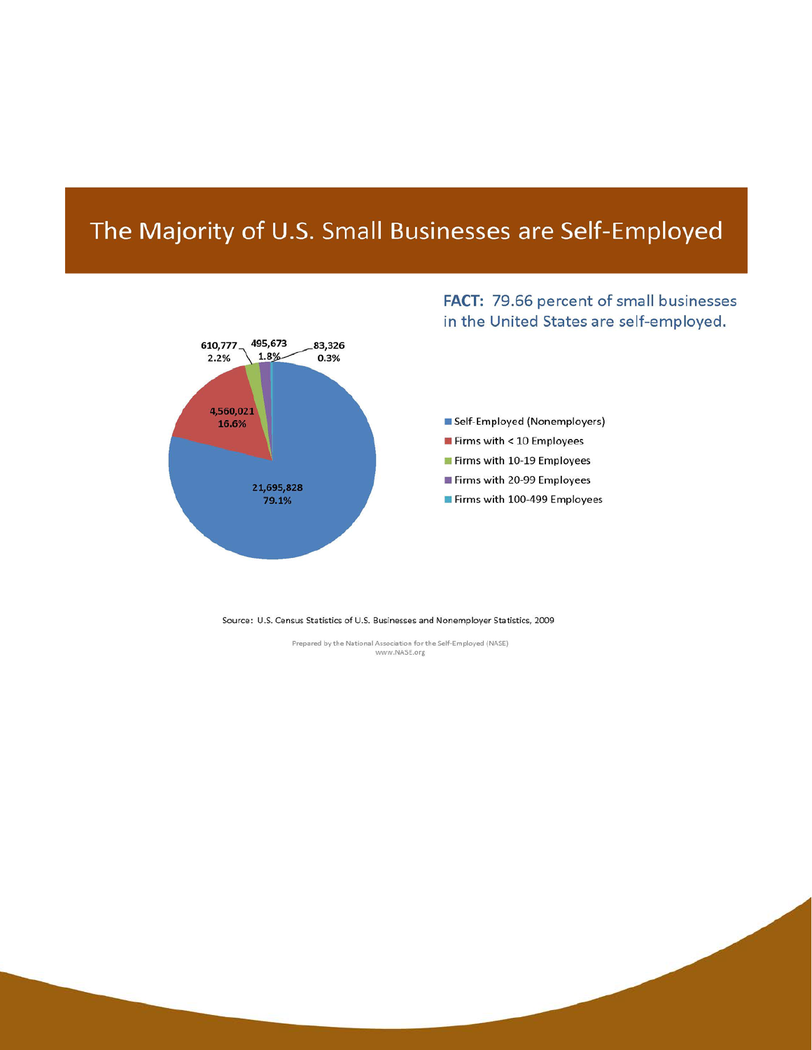# The Majority of U.S. Small Businesses are Self-Employed

**FACT:** 79.66 percent of small businesses in the United States are self-employed.

610,777
2.2%

495,673
1.8%

83,326
0.3%

4,560,021
16.6%

21,695,828
79.1%

Self-Employed (Nonemployers)

Firms with < 10 Employees

Firms with 10-19 Employees

Firms with 20-99 Employees

Firms with 100-499 Employees

Source: U.S. Census Statistics of U.S. Businesses and Nonemployer Statistics, 2009

Prepared by the National Association for the Self-Employed (NASE)
www.NASE.org